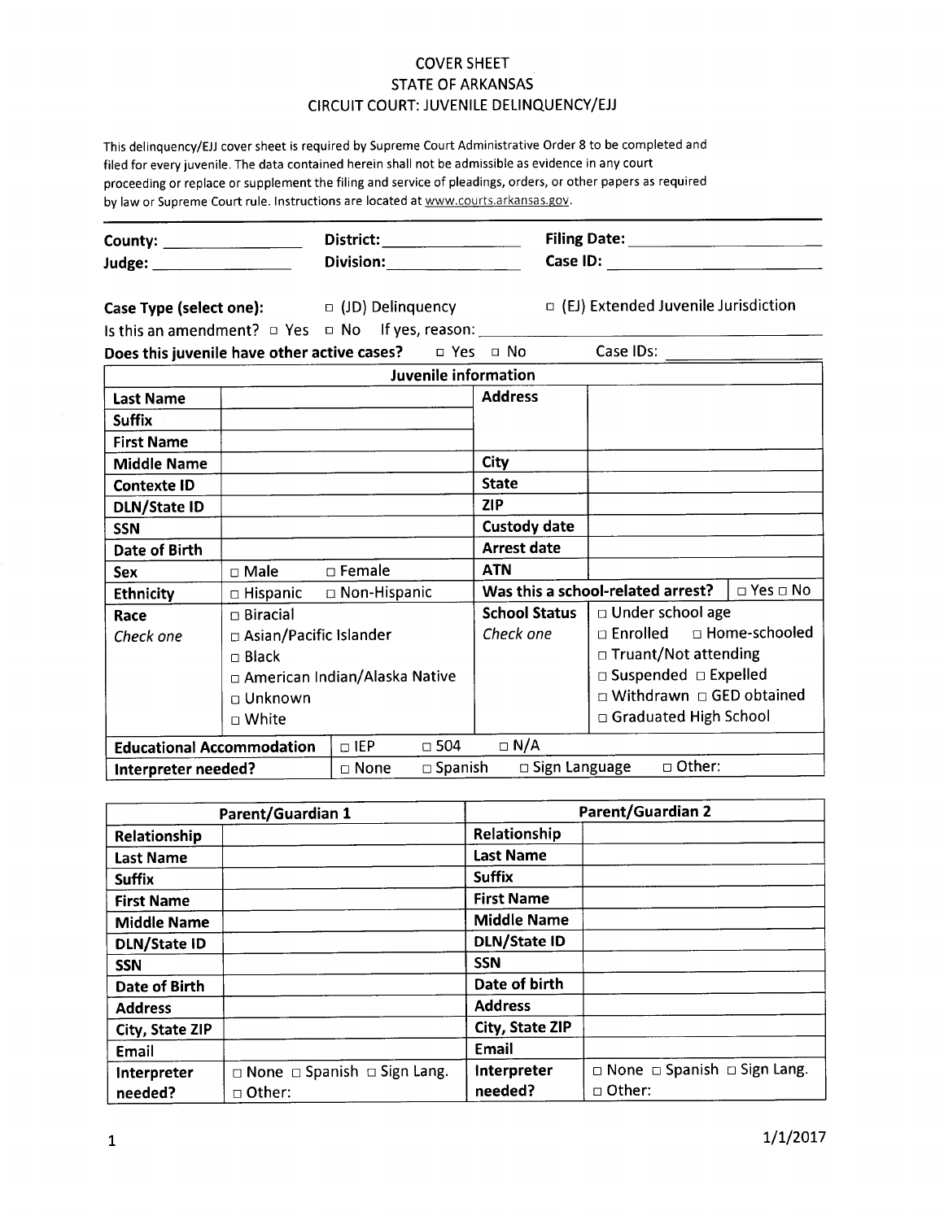# COVER SHEET
## STATE OF ARKANSAS
## CIRCUIT COURT: JUVENILE DELINQUENCY/EJJ

This delinquency/EJJ cover sheet is required by Supreme Court Administrative Order 8 to be completed and filed for every juvenile. The data contained herein shall not be admissible as evidence in any court proceeding or replace or supplement the filing and service of pleadings, orders, or other papers as required by law or Supreme Court rule. Instructions are located at www.courts.arkansas.gov.

---

**County:** ______________ **District:** ______________ **Filing Date:** ____________________

**Judge:** ______________ **Division:** ______________ **Case ID:** ______________________

**Case Type (select one):** □ (JD) Delinquency □ (EJ) Extended Juvenile Jurisdiction

Is this an amendment? □ Yes □ No If yes, reason: ________________________________

**Does this juvenile have other active cases?** □ Yes □ No Case IDs: ______________

| Juvenile information | | | |
|---|---|---|---|
| **Last Name** | | **Address** | |
| **Suffix** | | | |
| **First Name** | | | |
| **Middle Name** | | **City** | |
| **Contexte ID** | | **State** | |
| **DLN/State ID** | | **ZIP** | |
| **SSN** | | **Custody date** | |
| **Date of Birth** | | **Arrest date** | |
| **Sex** | □ Male □ Female | **ATN** | |
| **Ethnicity** | □ Hispanic □ Non-Hispanic | **Was this a school-related arrest?** | □ Yes □ No |
| **Race** *Check one* | □ Biracial<br>□ Asian/Pacific Islander<br>□ Black<br>□ American Indian/Alaska Native<br>□ Unknown<br>□ White | **School Status** *Check one* | □ Under school age<br>□ Enrolled □ Home-schooled<br>□ Truant/Not attending<br>□ Suspended □ Expelled<br>□ Withdrawn □ GED obtained<br>□ Graduated High School |
| **Educational Accommodation** | □ IEP □ 504 □ N/A | | |
| **Interpreter needed?** | □ None □ Spanish □ Sign Language □ Other: | | |

| Parent/Guardian 1 | | Parent/Guardian 2 | |
|---|---|---|---|
| **Relationship** | | **Relationship** | |
| **Last Name** | | **Last Name** | |
| **Suffix** | | **Suffix** | |
| **First Name** | | **First Name** | |
| **Middle Name** | | **Middle Name** | |
| **DLN/State ID** | | **DLN/State ID** | |
| **SSN** | | **SSN** | |
| **Date of Birth** | | **Date of birth** | |
| **Address** | | **Address** | |
| **City, State ZIP** | | **City, State ZIP** | |
| **Email** | | **Email** | |
| **Interpreter needed?** | □ None □ Spanish □ Sign Lang.<br>□ Other: | **Interpreter needed?** | □ None □ Spanish □ Sign Lang.<br>□ Other: |

1/1/2017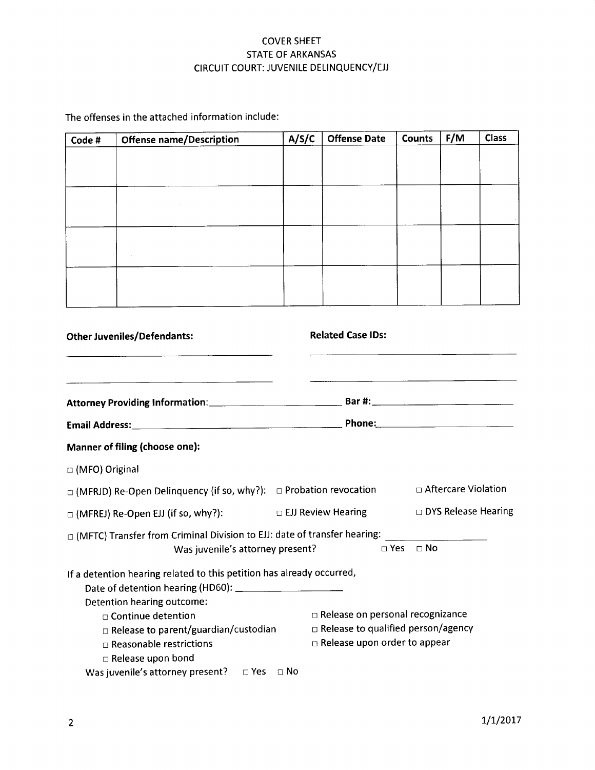# COVER SHEET
## STATE OF ARKANSAS
## CIRCUIT COURT: JUVENILE DELINQUENCY/EJJ

The offenses in the attached information include:

| Code # | Offense name/Description | A/S/C | Offense Date | Counts | F/M | Class |
|---|---|---|---|---|---|---|
| | | | | | | |
| | | | | | | |
| | | | | | | |
| | | | | | | |

**Other Juveniles/Defendants:**

_______________________________________

_______________________________________

**Related Case IDs:**

_______________________________________

_______________________________________

**Attorney Providing Information:**___________________________ **Bar #:**___________________________

**Email Address:**_____________________________________________ **Phone:**___________________________

**Manner of filing (choose one):**

□ (MFO) Original

□ (MFRJD) Re-Open Delinquency (if so, why?): □ Probation revocation □ Aftercare Violation

□ (MFREJ) Re-Open EJJ (if so, why?): □ EJJ Review Hearing □ DYS Release Hearing

□ (MFTC) Transfer from Criminal Division to EJJ: date of transfer hearing: ___________________

Was juvenile's attorney present? □ Yes □ No

If a detention hearing related to this petition has already occurred,

Date of detention hearing (HD60): ______________________

Detention hearing outcome:

- □ Continue detention
- □ Release to parent/guardian/custodian
- □ Reasonable restrictions
- □ Release upon bond
- □ Release on personal recognizance
- □ Release to qualified person/agency
- □ Release upon order to appear

Was juvenile's attorney present? □ Yes □ No

1/1/2017